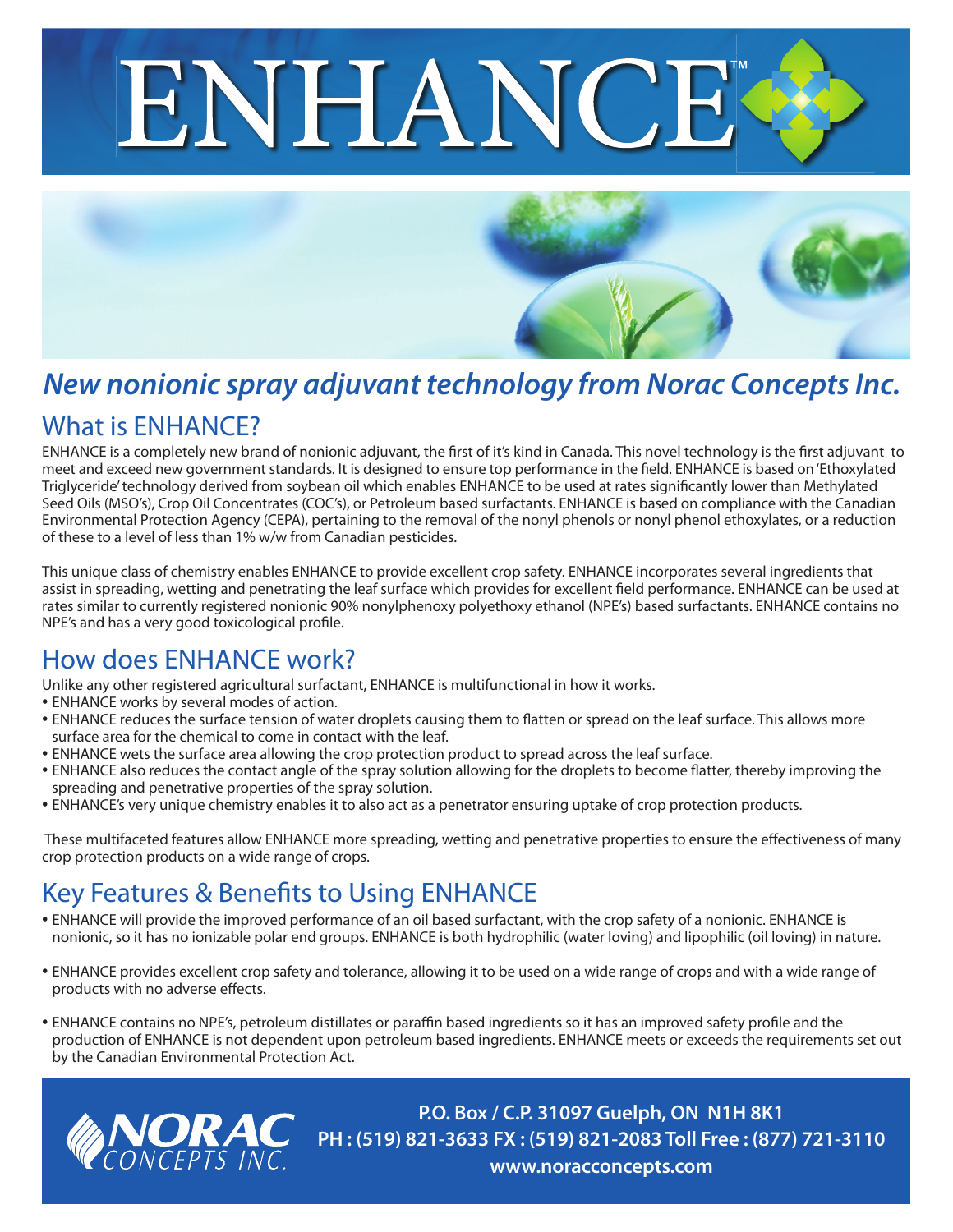# ENHANCE™

## *New nonionic spray adjuvant technology from Norac Concepts Inc.*

## What is ENHANCE?

ENHANCE is a completely new brand of nonionic adjuvant, the first of it's kind in Canada. This novel technology is the first adjuvant to meet and exceed new government standards. It is designed to ensure top performance in the field. ENHANCE is based on 'Ethoxylated Triglyceride' technology derived from soybean oil which enables ENHANCE to be used at rates significantly lower than Methylated Seed Oils (MSO's), Crop Oil Concentrates (COC's), or Petroleum based surfactants. ENHANCE is based on compliance with the Canadian Environmental Protection Agency (CEPA), pertaining to the removal of the nonyl phenols or nonyl phenol ethoxylates, or a reduction of these to a level of less than 1% w/w from Canadian pesticides.

This unique class of chemistry enables ENHANCE to provide excellent crop safety. ENHANCE incorporates several ingredients that assist in spreading, wetting and penetrating the leaf surface which provides for excellent field performance. ENHANCE can be used at rates similar to currently registered nonionic 90% nonylphenoxy polyethoxy ethanol (NPE's) based surfactants. ENHANCE contains no NPE's and has a very good toxicological profile.

## How does ENHANCE work?

Unlike any other registered agricultural surfactant, ENHANCE is multifunctional in how it works.

- ENHANCE works by several modes of action.
- ENHANCE reduces the surface tension of water droplets causing them to flatten or spread on the leaf surface. This allows more surface area for the chemical to come in contact with the leaf.
- ENHANCE wets the surface area allowing the crop protection product to spread across the leaf surface.
- ENHANCE also reduces the contact angle of the spray solution allowing for the droplets to become flatter, thereby improving the spreading and penetrative properties of the spray solution.
- ENHANCE's very unique chemistry enables it to also act as a penetrator ensuring uptake of crop protection products.

These multifaceted features allow ENHANCE more spreading, wetting and penetrative properties to ensure the effectiveness of many crop protection products on a wide range of crops.

## Key Features & Benefits to Using ENHANCE

- ENHANCE will provide the improved performance of an oil based surfactant, with the crop safety of a nonionic. ENHANCE is nonionic, so it has no ionizable polar end groups. ENHANCE is both hydrophilic (water loving) and lipophilic (oil loving) in nature.

- ENHANCE provides excellent crop safety and tolerance, allowing it to be used on a wide range of crops and with a wide range of products with no adverse effects.

- ENHANCE contains no NPE's, petroleum distillates or paraffin based ingredients so it has an improved safety profile and the production of ENHANCE is not dependent upon petroleum based ingredients. ENHANCE meets or exceeds the requirements set out by the Canadian Environmental Protection Act.

**NORAC CONCEPTS INC.**

**P.O. Box / C.P. 31097 Guelph, ON N1H 8K1**
**PH : (519) 821-3633 FX : (519) 821-2083 Toll Free : (877) 721-3110**
**www.noracconcepts.com**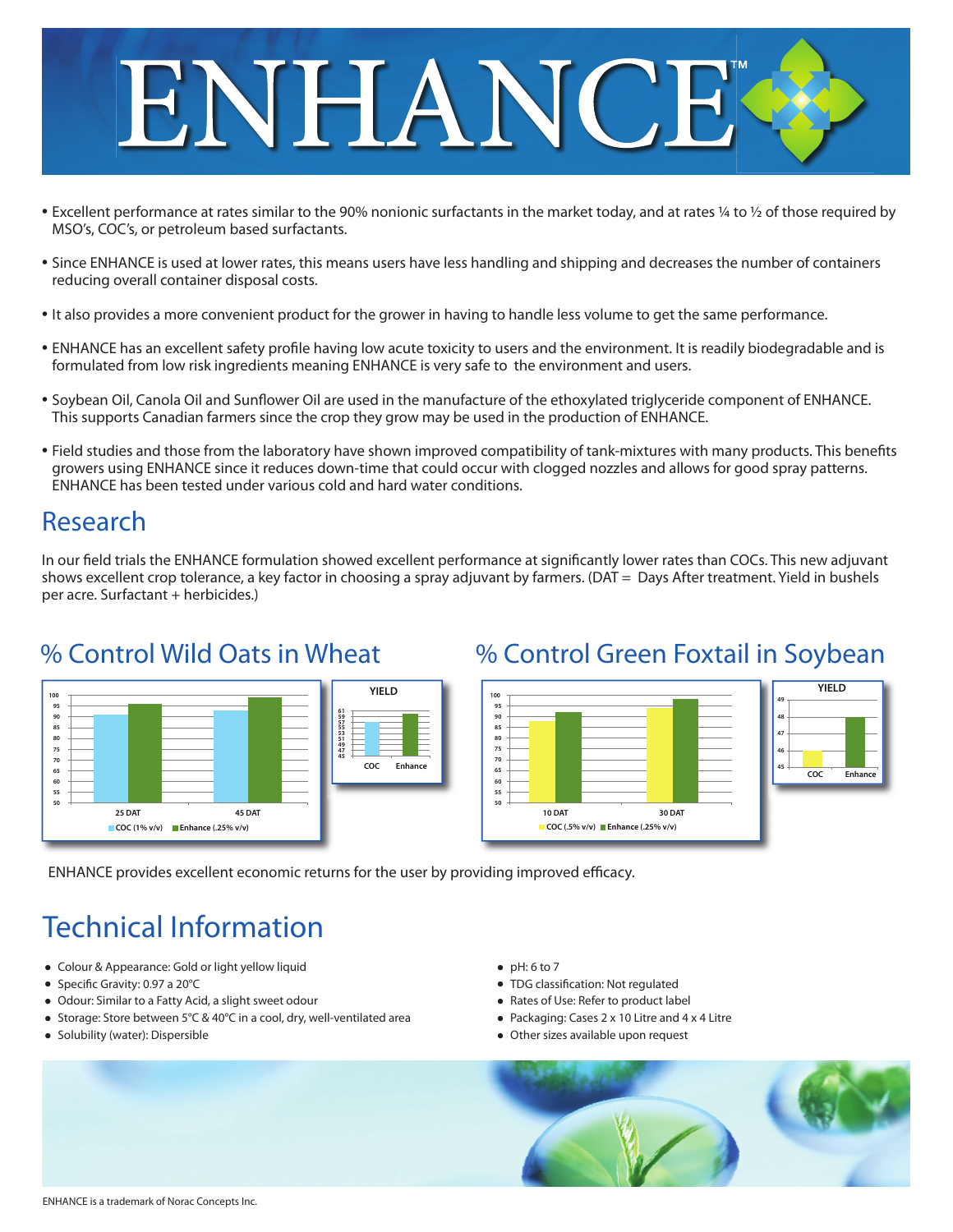# ENHANCE™

- Excellent performance at rates similar to the 90% nonionic surfactants in the market today, and at rates ¼ to ½ of those required by MSO's, COC's, or petroleum based surfactants.
- Since ENHANCE is used at lower rates, this means users have less handling and shipping and decreases the number of containers reducing overall container disposal costs.
- It also provides a more convenient product for the grower in having to handle less volume to get the same performance.
- ENHANCE has an excellent safety profile having low acute toxicity to users and the environment. It is readily biodegradable and is formulated from low risk ingredients meaning ENHANCE is very safe to the environment and users.
- Soybean Oil, Canola Oil and Sunflower Oil are used in the manufacture of the ethoxylated triglyceride component of ENHANCE. This supports Canadian farmers since the crop they grow may be used in the production of ENHANCE.
- Field studies and those from the laboratory have shown improved compatibility of tank-mixtures with many products. This benefits growers using ENHANCE since it reduces down-time that could occur with clogged nozzles and allows for good spray patterns. ENHANCE has been tested under various cold and hard water conditions.

## Research

In our field trials the ENHANCE formulation showed excellent performance at significantly lower rates than COCs. This new adjuvant shows excellent crop tolerance, a key factor in choosing a spray adjuvant by farmers. (DAT = Days After treatment. Yield in bushels per acre. Surfactant + herbicides.)

### % Control Wild Oats in Wheat

100
95
90
85
80
75
70
65
60
55
50
25 DAT
45 DAT
COC (1% v/v)
Enhance (.25% v/v)

YIELD
61
59
57
55
53
51
49
47
45
COC
Enhance

### % Control Green Foxtail in Soybean

100
95
90
85
80
75
70
65
60
55
50
10 DAT
30 DAT
COC (.5% v/v)
Enhance (.25% v/v)

YIELD
49
48
47
46
45
COC
Enhance

ENHANCE provides excellent economic returns for the user by providing improved efficacy.

## Technical Information

- Colour & Appearance: Gold or light yellow liquid
- Specific Gravity: 0.97 a 20°C
- Odour: Similar to a Fatty Acid, a slight sweet odour
- Storage: Store between 5°C & 40°C in a cool, dry, well-ventilated area
- Solubility (water): Dispersible
- pH: 6 to 7
- TDG classification: Not regulated
- Rates of Use: Refer to product label
- Packaging: Cases 2 x 10 Litre and 4 x 4 Litre
- Other sizes available upon request

ENHANCE is a trademark of Norac Concepts Inc.